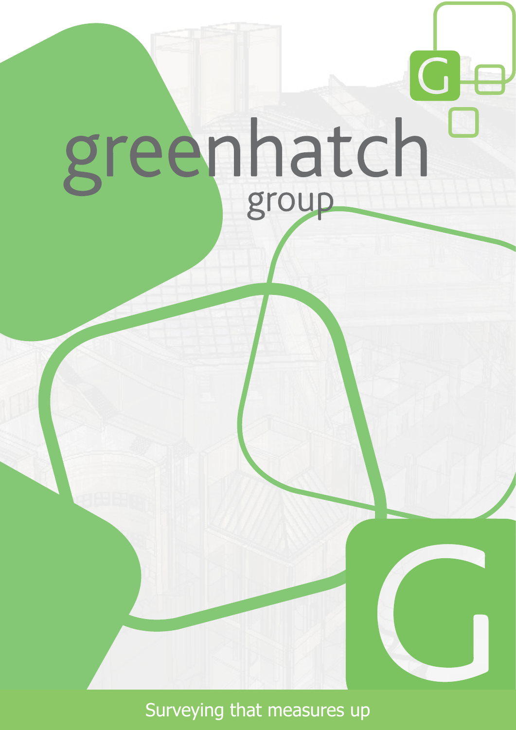# greenhatch group

Surveying that measures up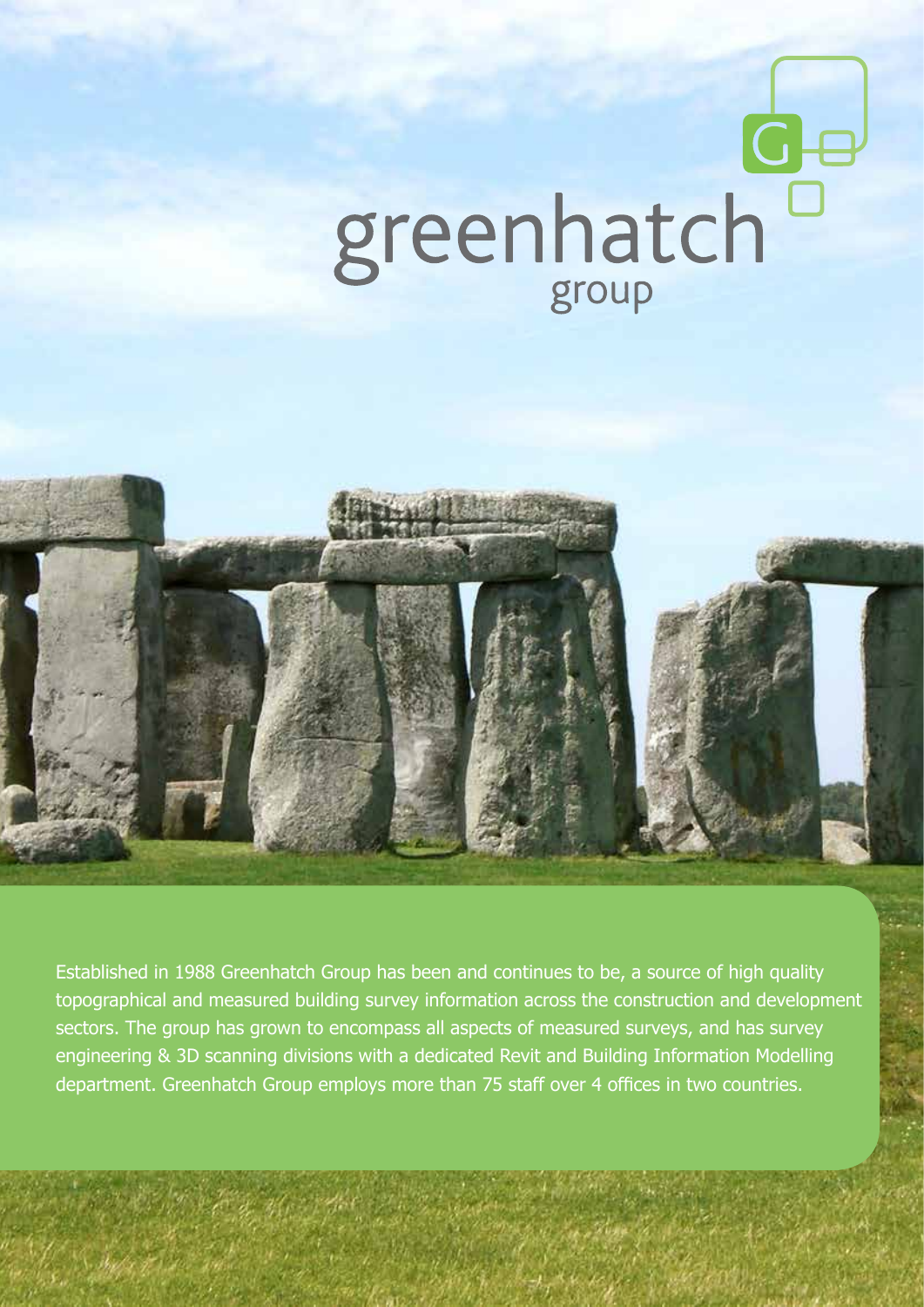# greenhatch group

Established in 1988 Greenhatch Group has been and continues to be, a source of high quality topographical and measured building survey information across the construction and development sectors. The group has grown to encompass all aspects of measured surveys, and has survey engineering & 3D scanning divisions with a dedicated Revit and Building Information Modelling department. Greenhatch Group employs more than 75 staff over 4 offices in two countries.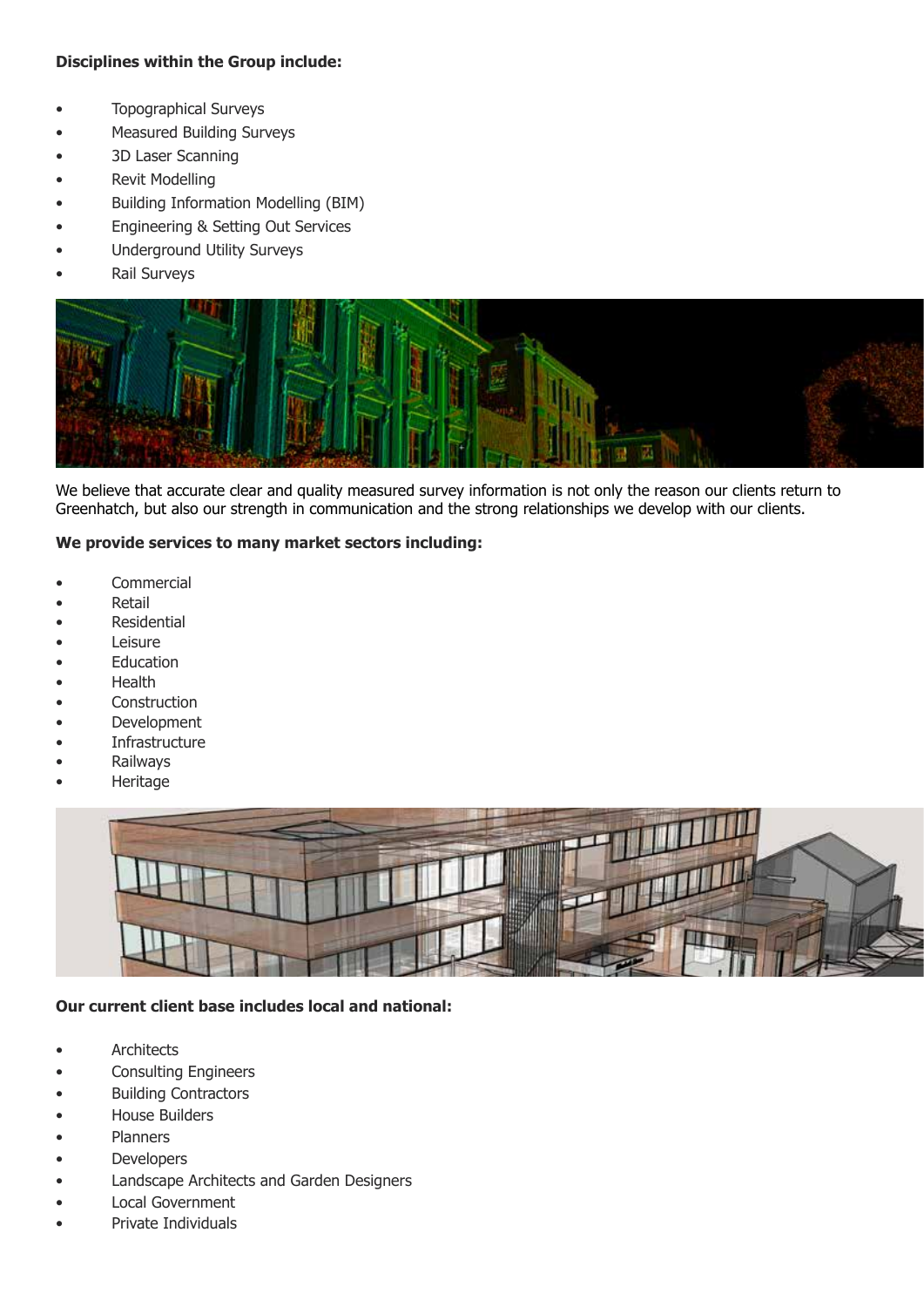**Disciplines within the Group include:**

- Topographical Surveys
- Measured Building Surveys
- 3D Laser Scanning
- Revit Modelling
- Building Information Modelling (BIM)
- Engineering & Setting Out Services
- Underground Utility Surveys
- Rail Surveys

We believe that accurate clear and quality measured survey information is not only the reason our clients return to Greenhatch, but also our strength in communication and the strong relationships we develop with our clients.

**We provide services to many market sectors including:**

- Commercial
- Retail
- Residential
- Leisure
- Education
- Health
- Construction
- Development
- Infrastructure
- Railways
- Heritage

**Our current client base includes local and national:**

- Architects
- Consulting Engineers
- Building Contractors
- House Builders
- Planners
- Developers
- Landscape Architects and Garden Designers
- Local Government
- Private Individuals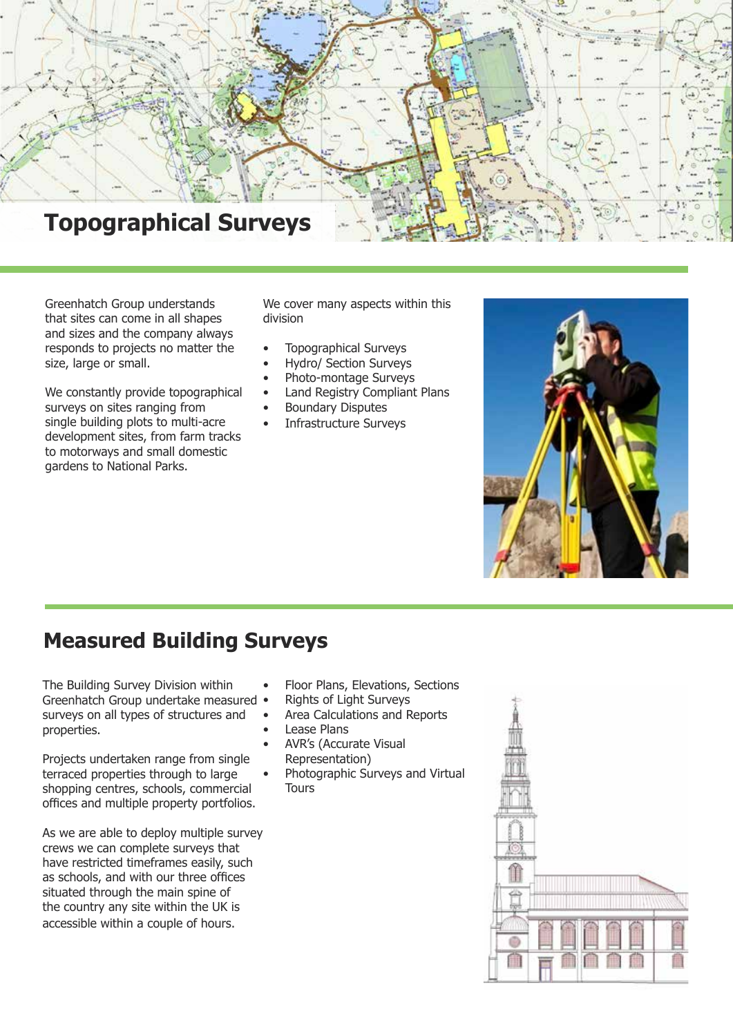## Topographical Surveys

Greenhatch Group understands that sites can come in all shapes and sizes and the company always responds to projects no matter the size, large or small.

We constantly provide topographical surveys on sites ranging from single building plots to multi-acre development sites, from farm tracks to motorways and small domestic gardens to National Parks.

We cover many aspects within this division

- Topographical Surveys
- Hydro/ Section Surveys
- Photo-montage Surveys
- Land Registry Compliant Plans
- Boundary Disputes
- Infrastructure Surveys

## Measured Building Surveys

The Building Survey Division within Greenhatch Group undertake measured surveys on all types of structures and properties.

Projects undertaken range from single terraced properties through to large shopping centres, schools, commercial offices and multiple property portfolios.

As we are able to deploy multiple survey crews we can complete surveys that have restricted timeframes easily, such as schools, and with our three offices situated through the main spine of the country any site within the UK is accessible within a couple of hours.

- Floor Plans, Elevations, Sections
- Rights of Light Surveys
- Area Calculations and Reports
- Lease Plans
- AVR's (Accurate Visual Representation)
- Photographic Surveys and Virtual Tours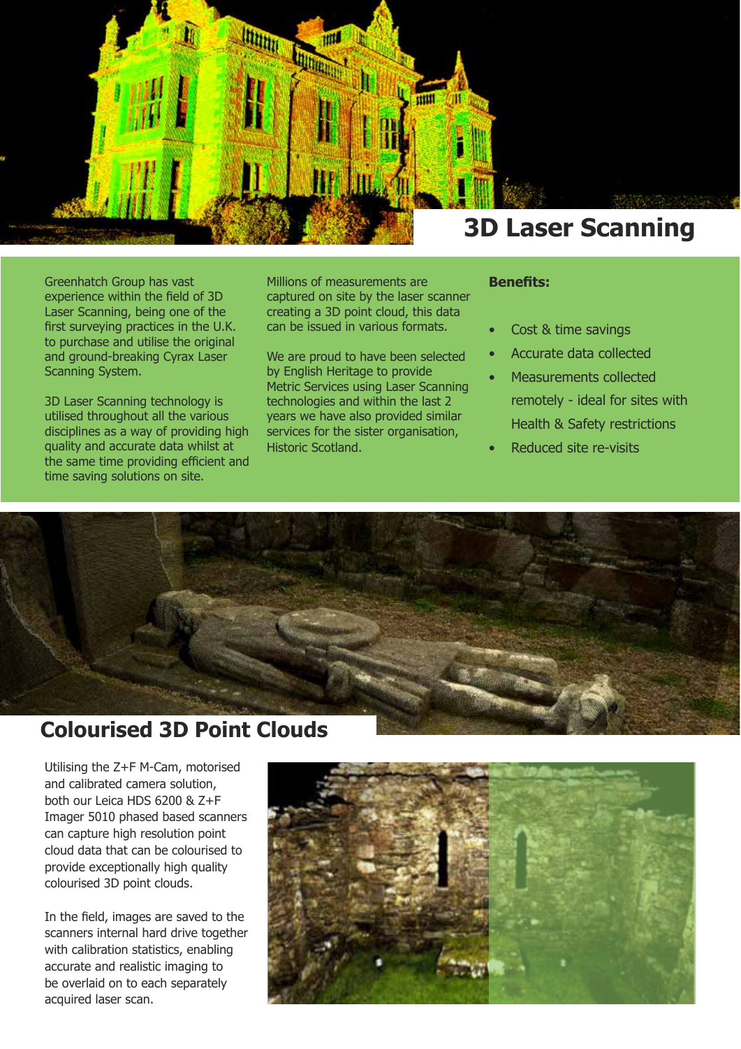## 3D Laser Scanning

Greenhatch Group has vast experience within the field of 3D Laser Scanning, being one of the first surveying practices in the U.K. to purchase and utilise the original and ground-breaking Cyrax Laser Scanning System.

3D Laser Scanning technology is utilised throughout all the various disciplines as a way of providing high quality and accurate data whilst at the same time providing efficient and time saving solutions on site.

Millions of measurements are captured on site by the laser scanner creating a 3D point cloud, this data can be issued in various formats.

We are proud to have been selected by English Heritage to provide Metric Services using Laser Scanning technologies and within the last 2 years we have also provided similar services for the sister organisation, Historic Scotland.

**Benefits:**

- Cost & time savings
- Accurate data collected
- Measurements collected remotely - ideal for sites with Health & Safety restrictions
- Reduced site re-visits

## Colourised 3D Point Clouds

Utilising the Z+F M-Cam, motorised and calibrated camera solution, both our Leica HDS 6200 & Z+F Imager 5010 phased based scanners can capture high resolution point cloud data that can be colourised to provide exceptionally high quality colourised 3D point clouds.

In the field, images are saved to the scanners internal hard drive together with calibration statistics, enabling accurate and realistic imaging to be overlaid on to each separately acquired laser scan.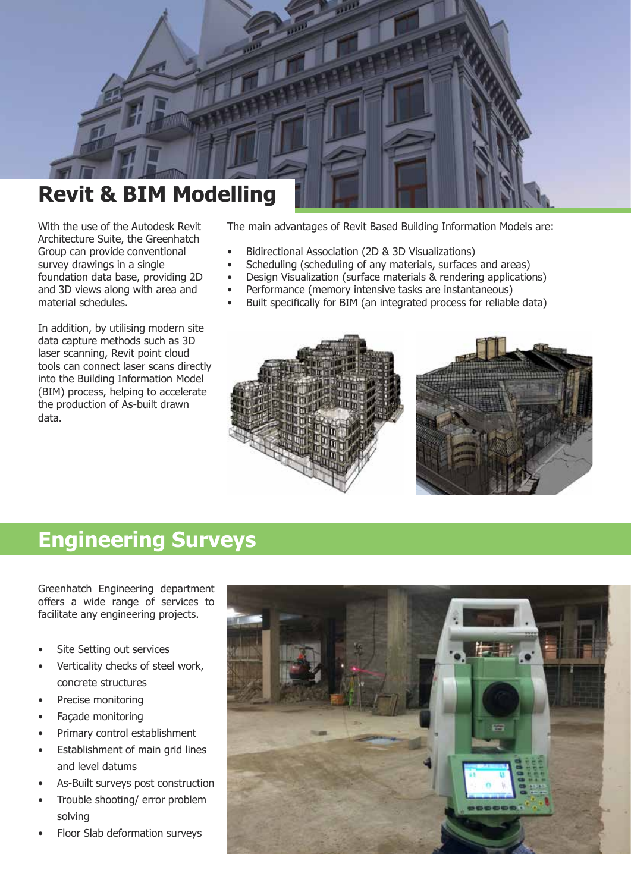## Revit & BIM Modelling

With the use of the Autodesk Revit Architecture Suite, the Greenhatch Group can provide conventional survey drawings in a single foundation data base, providing 2D and 3D views along with area and material schedules.

In addition, by utilising modern site data capture methods such as 3D laser scanning, Revit point cloud tools can connect laser scans directly into the Building Information Model (BIM) process, helping to accelerate the production of As-built drawn data.

The main advantages of Revit Based Building Information Models are:

- Bidirectional Association (2D & 3D Visualizations)
- Scheduling (scheduling of any materials, surfaces and areas)
- Design Visualization (surface materials & rendering applications)
- Performance (memory intensive tasks are instantaneous)
- Built specifically for BIM (an integrated process for reliable data)

## Engineering Surveys

Greenhatch Engineering department offers a wide range of services to facilitate any engineering projects.

- Site Setting out services
- Verticality checks of steel work, concrete structures
- Precise monitoring
- Façade monitoring
- Primary control establishment
- Establishment of main grid lines and level datums
- As-Built surveys post construction
- Trouble shooting/ error problem solving
- Floor Slab deformation surveys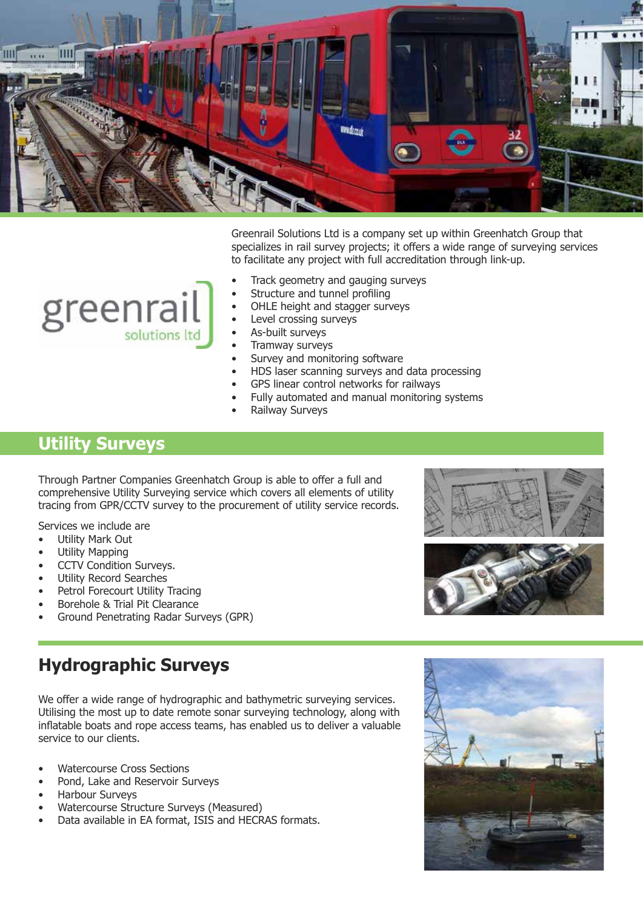greenrail solutions ltd

Greenrail Solutions Ltd is a company set up within Greenhatch Group that specializes in rail survey projects; it offers a wide range of surveying services to facilitate any project with full accreditation through link-up.

- Track geometry and gauging surveys
- Structure and tunnel profiling
- OHLE height and stagger surveys
- Level crossing surveys
- As-built surveys
- Tramway surveys
- Survey and monitoring software
- HDS laser scanning surveys and data processing
- GPS linear control networks for railways
- Fully automated and manual monitoring systems
- Railway Surveys

## Utility Surveys

Through Partner Companies Greenhatch Group is able to offer a full and comprehensive Utility Surveying service which covers all elements of utility tracing from GPR/CCTV survey to the procurement of utility service records.

Services we include are

- Utility Mark Out
- Utility Mapping
- CCTV Condition Surveys.
- Utility Record Searches
- Petrol Forecourt Utility Tracing
- Borehole & Trial Pit Clearance
- Ground Penetrating Radar Surveys (GPR)

## Hydrographic Surveys

We offer a wide range of hydrographic and bathymetric surveying services. Utilising the most up to date remote sonar surveying technology, along with inflatable boats and rope access teams, has enabled us to deliver a valuable service to our clients.

- Watercourse Cross Sections
- Pond, Lake and Reservoir Surveys
- Harbour Surveys
- Watercourse Structure Surveys (Measured)
- Data available in EA format, ISIS and HECRAS formats.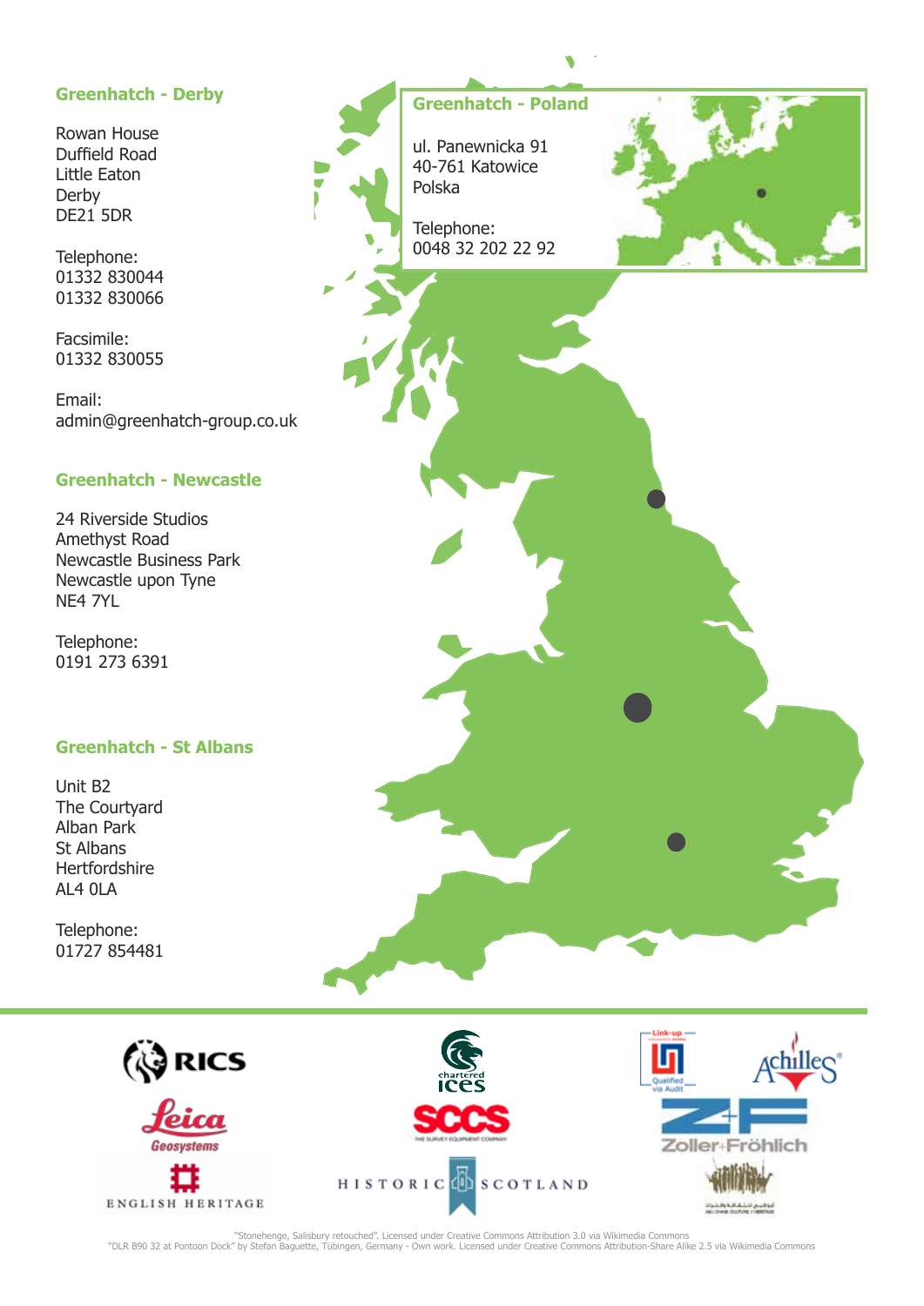## Greenhatch - Derby

Rowan House
Duffield Road
Little Eaton
Derby
DE21 5DR

Telephone:
01332 830044
01332 830066

Facsimile:
01332 830055

Email:
admin@greenhatch-group.co.uk

## Greenhatch - Newcastle

24 Riverside Studios
Amethyst Road
Newcastle Business Park
Newcastle upon Tyne
NE4 7YL

Telephone:
0191 273 6391

## Greenhatch - St Albans

Unit B2
The Courtyard
Alban Park
St Albans
Hertfordshire
AL4 0LA

Telephone:
01727 854481

## Greenhatch - Poland

ul. Panewnicka 91
40-761 Katowice
Polska

Telephone:
0048 32 202 22 92

"Stonehenge, Salisbury retouched". Licensed under Creative Commons Attribution 3.0 via Wikimedia Commons
"DLR B90 32 at Pontoon Dock" by Stefan Baguette, Tübingen, Germany - Own work. Licensed under Creative Commons Attribution-Share Alike 2.5 via Wikimedia Commons